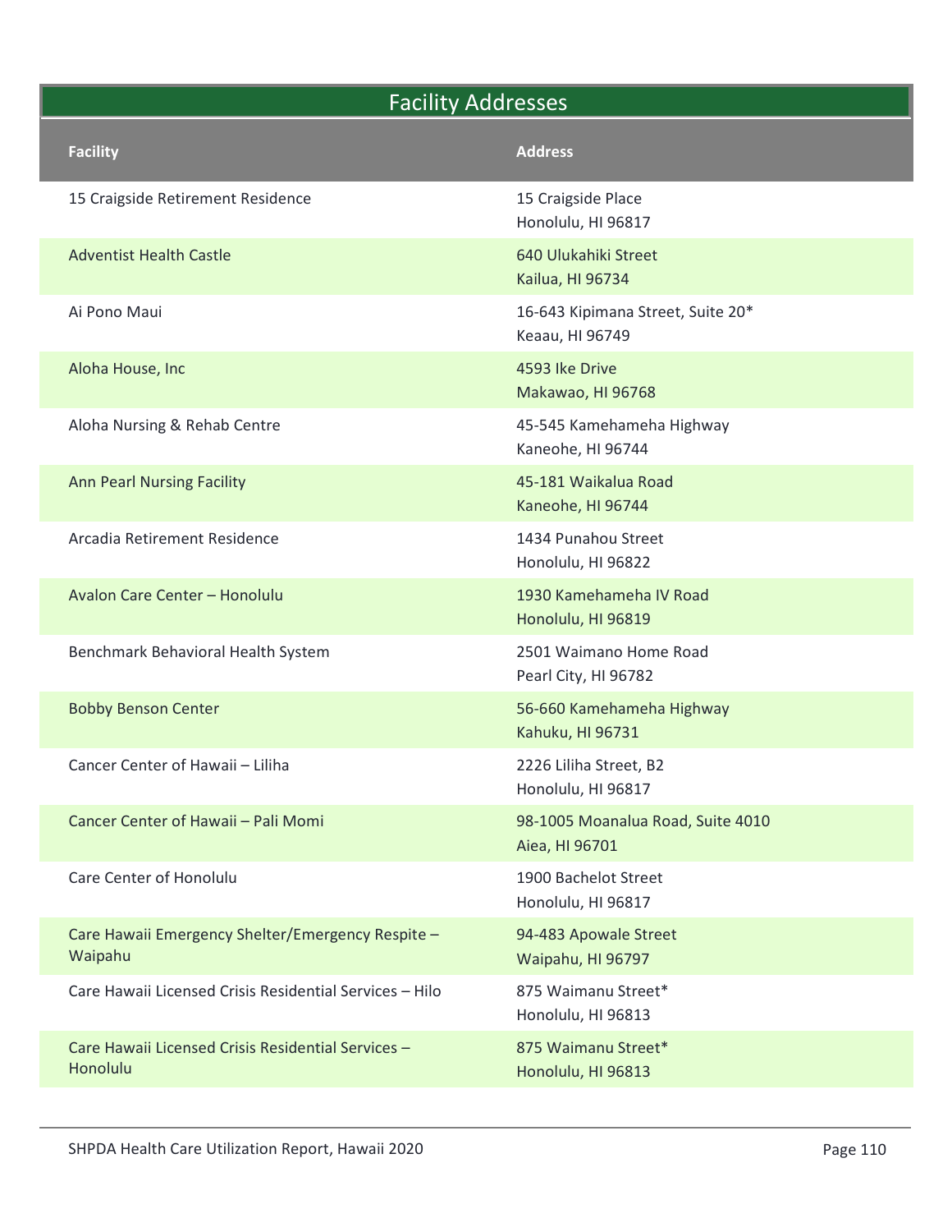# Facility Addresses

| Facility | Address |
|---|---|
| 15 Craigside Retirement Residence | 15 Craigside Place<br>Honolulu, HI 96817 |
| Adventist Health Castle | 640 Ulukahiki Street<br>Kailua, HI 96734 |
| Ai Pono Maui | 16-643 Kipimana Street, Suite 20*<br>Keaau, HI 96749 |
| Aloha House, Inc | 4593 Ike Drive<br>Makawao, HI 96768 |
| Aloha Nursing & Rehab Centre | 45-545 Kamehameha Highway<br>Kaneohe, HI 96744 |
| Ann Pearl Nursing Facility | 45-181 Waikalua Road<br>Kaneohe, HI 96744 |
| Arcadia Retirement Residence | 1434 Punahou Street<br>Honolulu, HI 96822 |
| Avalon Care Center – Honolulu | 1930 Kamehameha IV Road<br>Honolulu, HI 96819 |
| Benchmark Behavioral Health System | 2501 Waimano Home Road<br>Pearl City, HI 96782 |
| Bobby Benson Center | 56-660 Kamehameha Highway<br>Kahuku, HI 96731 |
| Cancer Center of Hawaii – Liliha | 2226 Liliha Street, B2<br>Honolulu, HI 96817 |
| Cancer Center of Hawaii – Pali Momi | 98-1005 Moanalua Road, Suite 4010<br>Aiea, HI 96701 |
| Care Center of Honolulu | 1900 Bachelot Street<br>Honolulu, HI 96817 |
| Care Hawaii Emergency Shelter/Emergency Respite – Waipahu | 94-483 Apowale Street<br>Waipahu, HI 96797 |
| Care Hawaii Licensed Crisis Residential Services – Hilo | 875 Waimanu Street*<br>Honolulu, HI 96813 |
| Care Hawaii Licensed Crisis Residential Services – Honolulu | 875 Waimanu Street*<br>Honolulu, HI 96813 |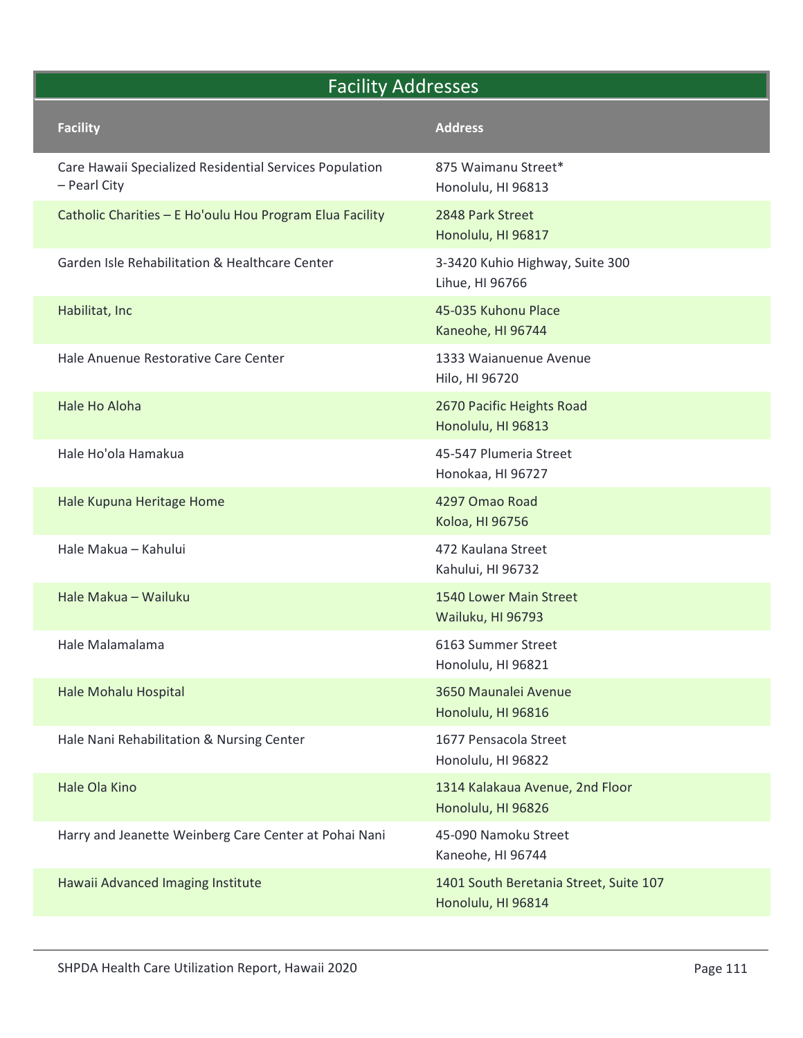## Facility Addresses

| Facility | Address |
|---|---|
| Care Hawaii Specialized Residential Services Population – Pearl City | 875 Waimanu Street*<br>Honolulu, HI 96813 |
| Catholic Charities – E Ho'oulu Hou Program Elua Facility | 2848 Park Street<br>Honolulu, HI 96817 |
| Garden Isle Rehabilitation & Healthcare Center | 3-3420 Kuhio Highway, Suite 300<br>Lihue, HI 96766 |
| Habilitat, Inc | 45-035 Kuhonu Place<br>Kaneohe, HI 96744 |
| Hale Anuenue Restorative Care Center | 1333 Waianuenue Avenue<br>Hilo, HI 96720 |
| Hale Ho Aloha | 2670 Pacific Heights Road<br>Honolulu, HI 96813 |
| Hale Ho'ola Hamakua | 45-547 Plumeria Street<br>Honokaa, HI 96727 |
| Hale Kupuna Heritage Home | 4297 Omao Road<br>Koloa, HI 96756 |
| Hale Makua – Kahului | 472 Kaulana Street<br>Kahului, HI 96732 |
| Hale Makua – Wailuku | 1540 Lower Main Street<br>Wailuku, HI 96793 |
| Hale Malamalama | 6163 Summer Street<br>Honolulu, HI 96821 |
| Hale Mohalu Hospital | 3650 Maunalei Avenue<br>Honolulu, HI 96816 |
| Hale Nani Rehabilitation & Nursing Center | 1677 Pensacola Street<br>Honolulu, HI 96822 |
| Hale Ola Kino | 1314 Kalakaua Avenue, 2nd Floor<br>Honolulu, HI 96826 |
| Harry and Jeanette Weinberg Care Center at Pohai Nani | 45-090 Namoku Street<br>Kaneohe, HI 96744 |
| Hawaii Advanced Imaging Institute | 1401 South Beretania Street, Suite 107<br>Honolulu, HI 96814 |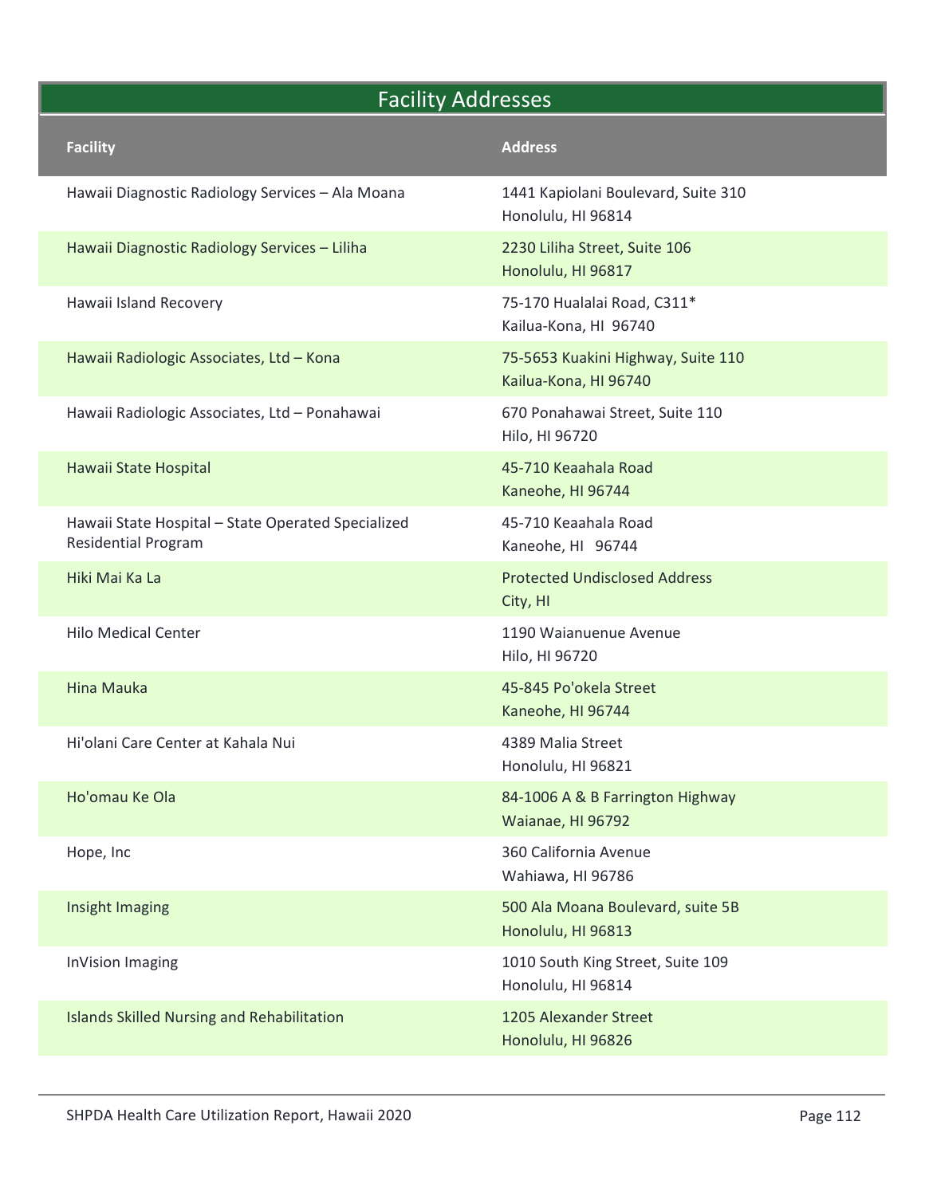## Facility Addresses

| Facility | Address |
|---|---|
| Hawaii Diagnostic Radiology Services – Ala Moana | 1441 Kapiolani Boulevard, Suite 310<br>Honolulu, HI 96814 |
| Hawaii Diagnostic Radiology Services – Liliha | 2230 Liliha Street, Suite 106<br>Honolulu, HI 96817 |
| Hawaii Island Recovery | 75-170 Hualalai Road, C311*<br>Kailua-Kona, HI 96740 |
| Hawaii Radiologic Associates, Ltd – Kona | 75-5653 Kuakini Highway, Suite 110<br>Kailua-Kona, HI 96740 |
| Hawaii Radiologic Associates, Ltd – Ponahawai | 670 Ponahawai Street, Suite 110<br>Hilo, HI 96720 |
| Hawaii State Hospital | 45-710 Keaahala Road<br>Kaneohe, HI 96744 |
| Hawaii State Hospital – State Operated Specialized Residential Program | 45-710 Keaahala Road<br>Kaneohe, HI 96744 |
| Hiki Mai Ka La | Protected Undisclosed Address<br>City, HI |
| Hilo Medical Center | 1190 Waianuenue Avenue<br>Hilo, HI 96720 |
| Hina Mauka | 45-845 Po'okela Street<br>Kaneohe, HI 96744 |
| Hi'olani Care Center at Kahala Nui | 4389 Malia Street<br>Honolulu, HI 96821 |
| Ho'omau Ke Ola | 84-1006 A & B Farrington Highway<br>Waianae, HI 96792 |
| Hope, Inc | 360 California Avenue<br>Wahiawa, HI 96786 |
| Insight Imaging | 500 Ala Moana Boulevard, suite 5B<br>Honolulu, HI 96813 |
| InVision Imaging | 1010 South King Street, Suite 109<br>Honolulu, HI 96814 |
| Islands Skilled Nursing and Rehabilitation | 1205 Alexander Street<br>Honolulu, HI 96826 |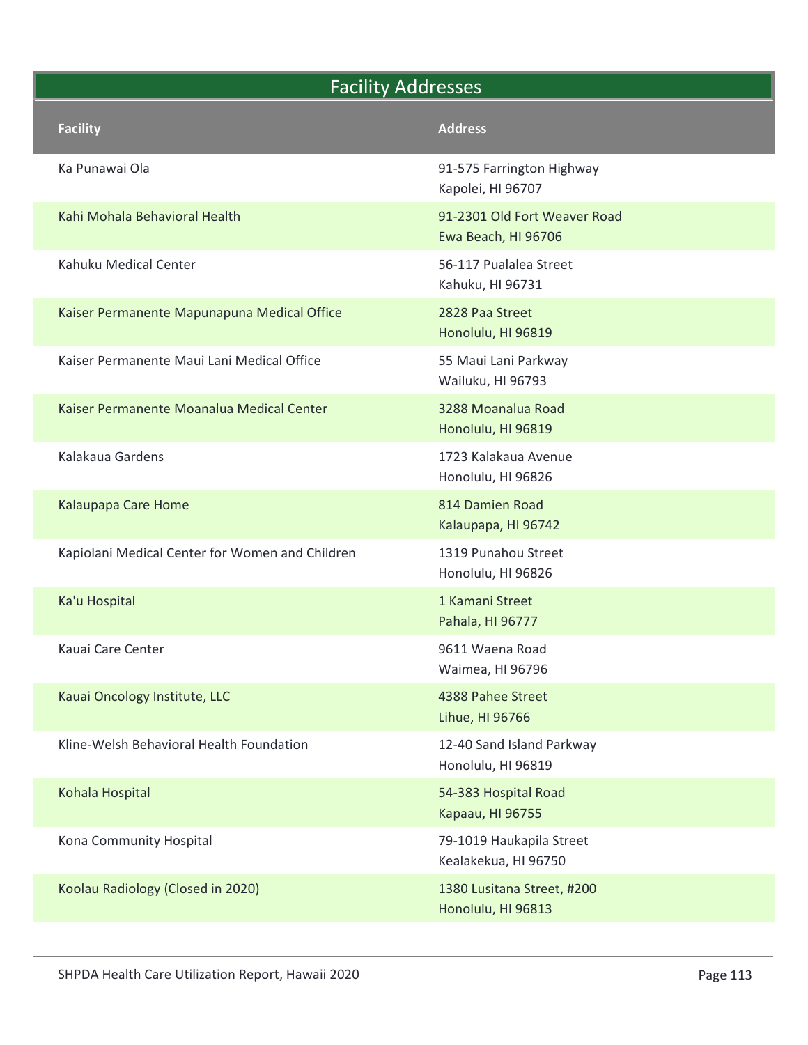## Facility Addresses

| Facility | Address |
|---|---|
| Ka Punawai Ola | 91-575 Farrington Highway<br>Kapolei, HI 96707 |
| Kahi Mohala Behavioral Health | 91-2301 Old Fort Weaver Road<br>Ewa Beach, HI 96706 |
| Kahuku Medical Center | 56-117 Pualalea Street<br>Kahuku, HI 96731 |
| Kaiser Permanente Mapunapuna Medical Office | 2828 Paa Street<br>Honolulu, HI 96819 |
| Kaiser Permanente Maui Lani Medical Office | 55 Maui Lani Parkway<br>Wailuku, HI 96793 |
| Kaiser Permanente Moanalua Medical Center | 3288 Moanalua Road<br>Honolulu, HI 96819 |
| Kalakaua Gardens | 1723 Kalakaua Avenue<br>Honolulu, HI 96826 |
| Kalaupapa Care Home | 814 Damien Road<br>Kalaupapa, HI 96742 |
| Kapiolani Medical Center for Women and Children | 1319 Punahou Street<br>Honolulu, HI 96826 |
| Ka'u Hospital | 1 Kamani Street<br>Pahala, HI 96777 |
| Kauai Care Center | 9611 Waena Road<br>Waimea, HI 96796 |
| Kauai Oncology Institute, LLC | 4388 Pahee Street<br>Lihue, HI 96766 |
| Kline-Welsh Behavioral Health Foundation | 12-40 Sand Island Parkway<br>Honolulu, HI 96819 |
| Kohala Hospital | 54-383 Hospital Road<br>Kapaau, HI 96755 |
| Kona Community Hospital | 79-1019 Haukapila Street<br>Kealakekua, HI 96750 |
| Koolau Radiology (Closed in 2020) | 1380 Lusitana Street, #200<br>Honolulu, HI 96813 |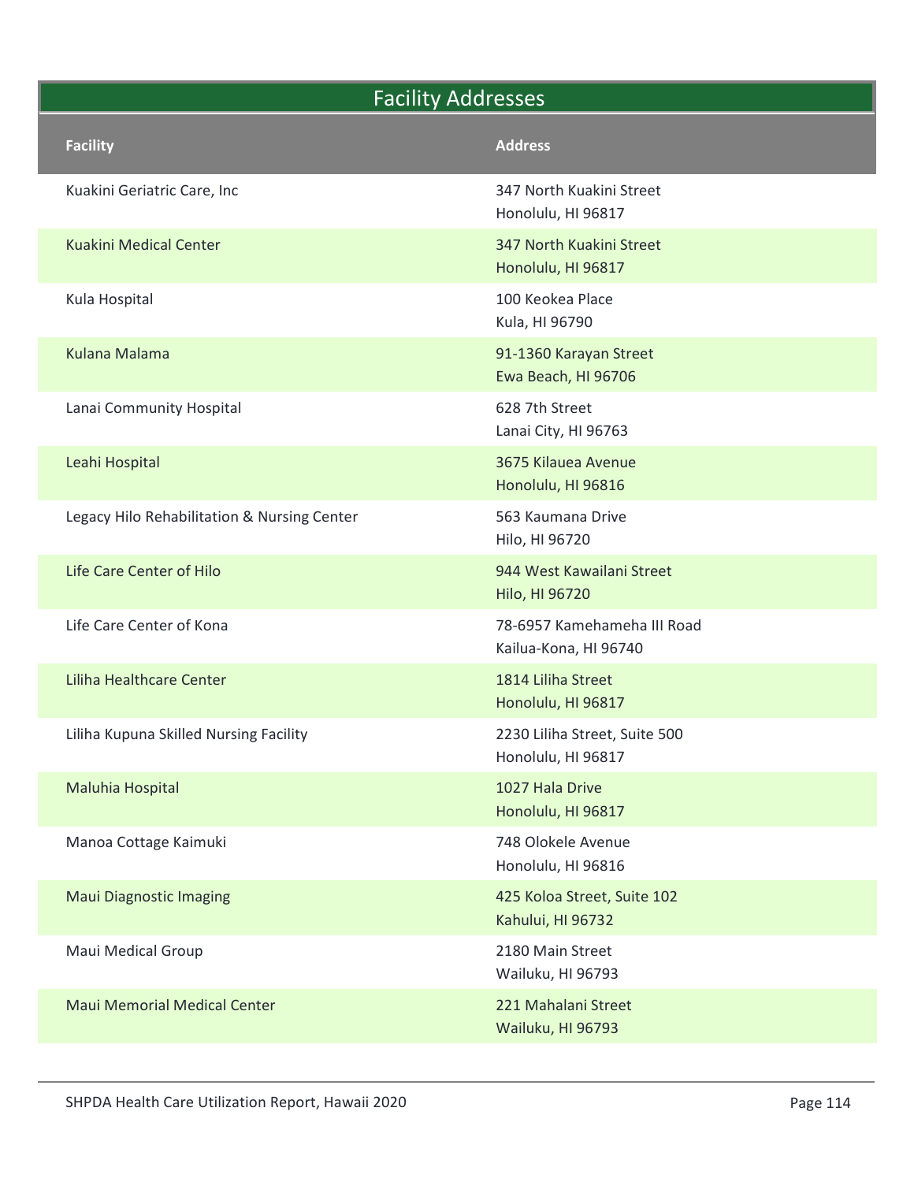## Facility Addresses

| Facility | Address |
|---|---|
| Kuakini Geriatric Care, Inc | 347 North Kuakini Street<br>Honolulu, HI 96817 |
| Kuakini Medical Center | 347 North Kuakini Street<br>Honolulu, HI 96817 |
| Kula Hospital | 100 Keokea Place<br>Kula, HI 96790 |
| Kulana Malama | 91-1360 Karayan Street<br>Ewa Beach, HI 96706 |
| Lanai Community Hospital | 628 7th Street<br>Lanai City, HI 96763 |
| Leahi Hospital | 3675 Kilauea Avenue<br>Honolulu, HI 96816 |
| Legacy Hilo Rehabilitation & Nursing Center | 563 Kaumana Drive<br>Hilo, HI 96720 |
| Life Care Center of Hilo | 944 West Kawailani Street<br>Hilo, HI 96720 |
| Life Care Center of Kona | 78-6957 Kamehameha III Road<br>Kailua-Kona, HI 96740 |
| Liliha Healthcare Center | 1814 Liliha Street<br>Honolulu, HI 96817 |
| Liliha Kupuna Skilled Nursing Facility | 2230 Liliha Street, Suite 500<br>Honolulu, HI 96817 |
| Maluhia Hospital | 1027 Hala Drive<br>Honolulu, HI 96817 |
| Manoa Cottage Kaimuki | 748 Olokele Avenue<br>Honolulu, HI 96816 |
| Maui Diagnostic Imaging | 425 Koloa Street, Suite 102<br>Kahului, HI 96732 |
| Maui Medical Group | 2180 Main Street<br>Wailuku, HI 96793 |
| Maui Memorial Medical Center | 221 Mahalani Street<br>Wailuku, HI 96793 |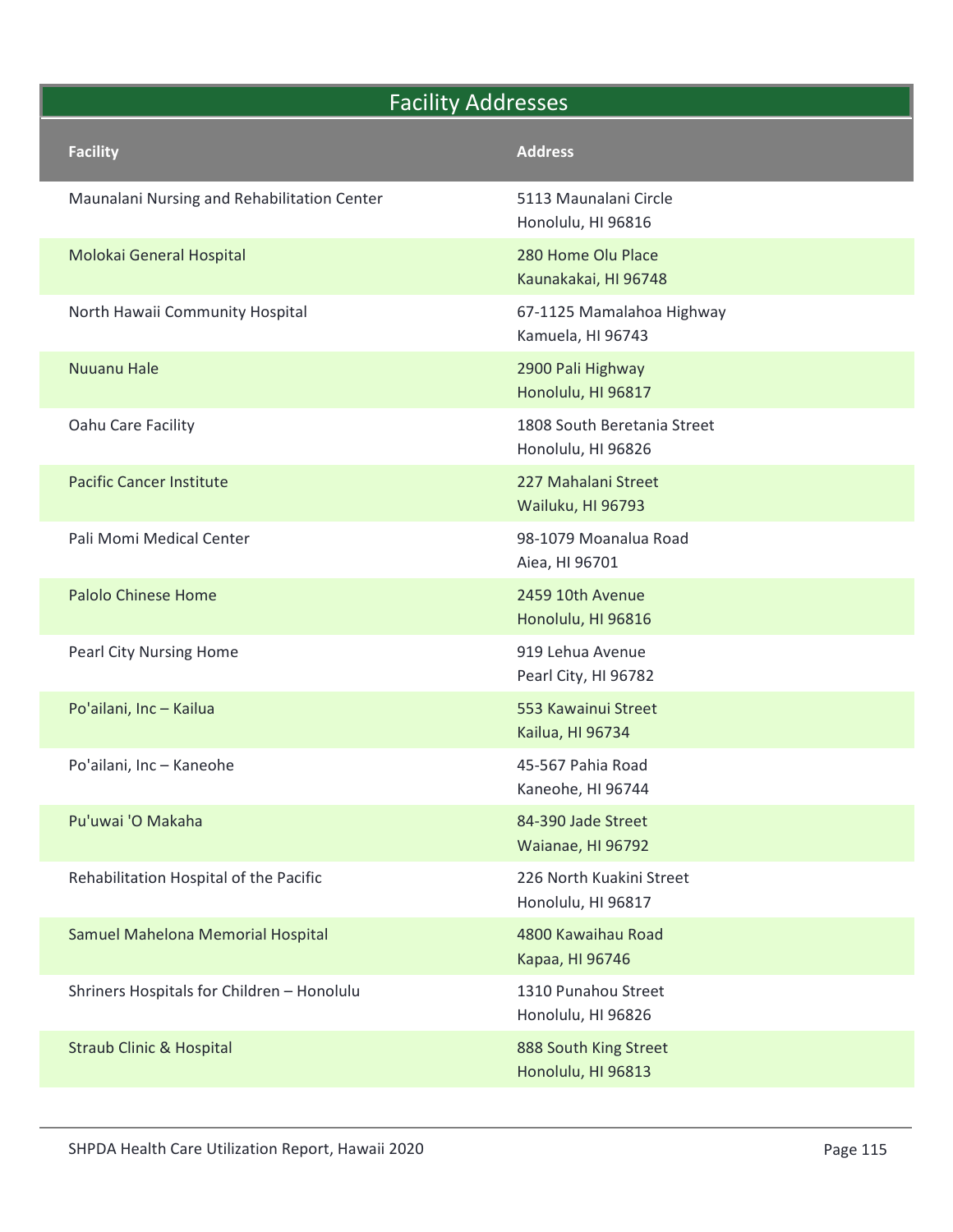## Facility Addresses

| Facility | Address |
|---|---|
| Maunalani Nursing and Rehabilitation Center | 5113 Maunalani Circle<br>Honolulu, HI 96816 |
| Molokai General Hospital | 280 Home Olu Place<br>Kaunakakai, HI 96748 |
| North Hawaii Community Hospital | 67-1125 Mamalahoa Highway<br>Kamuela, HI 96743 |
| Nuuanu Hale | 2900 Pali Highway<br>Honolulu, HI 96817 |
| Oahu Care Facility | 1808 South Beretania Street<br>Honolulu, HI 96826 |
| Pacific Cancer Institute | 227 Mahalani Street<br>Wailuku, HI 96793 |
| Pali Momi Medical Center | 98-1079 Moanalua Road<br>Aiea, HI 96701 |
| Palolo Chinese Home | 2459 10th Avenue<br>Honolulu, HI 96816 |
| Pearl City Nursing Home | 919 Lehua Avenue<br>Pearl City, HI 96782 |
| Po'ailani, Inc – Kailua | 553 Kawainui Street<br>Kailua, HI 96734 |
| Po'ailani, Inc – Kaneohe | 45-567 Pahia Road<br>Kaneohe, HI 96744 |
| Pu'uwai 'O Makaha | 84-390 Jade Street<br>Waianae, HI 96792 |
| Rehabilitation Hospital of the Pacific | 226 North Kuakini Street<br>Honolulu, HI 96817 |
| Samuel Mahelona Memorial Hospital | 4800 Kawaihau Road<br>Kapaa, HI 96746 |
| Shriners Hospitals for Children – Honolulu | 1310 Punahou Street<br>Honolulu, HI 96826 |
| Straub Clinic & Hospital | 888 South King Street<br>Honolulu, HI 96813 |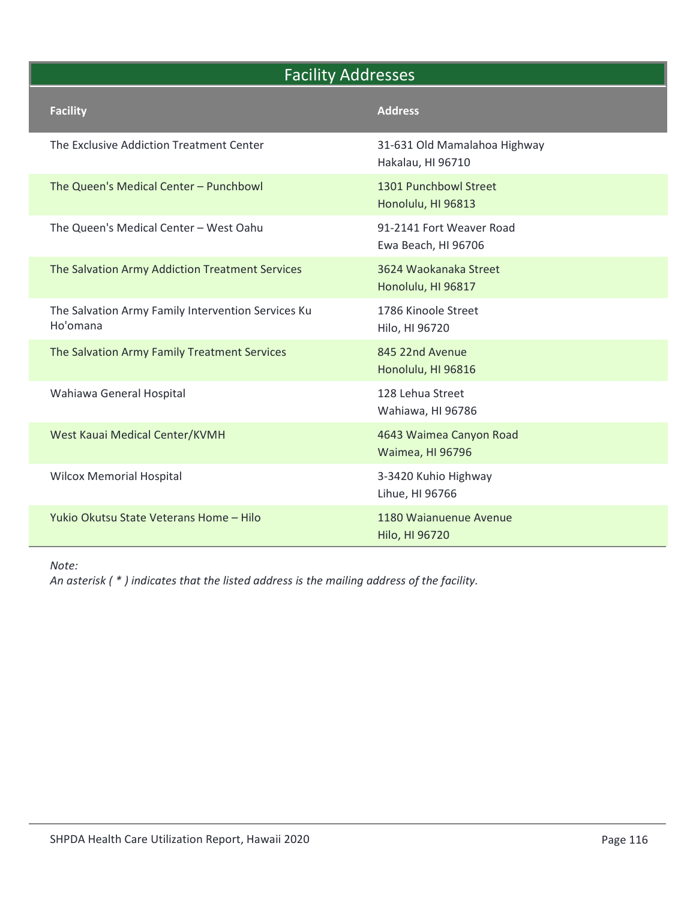## Facility Addresses

| Facility | Address |
| --- | --- |
| The Exclusive Addiction Treatment Center | 31-631 Old Mamalahoa Highway<br>Hakalau, HI 96710 |
| The Queen's Medical Center – Punchbowl | 1301 Punchbowl Street<br>Honolulu, HI 96813 |
| The Queen's Medical Center – West Oahu | 91-2141 Fort Weaver Road<br>Ewa Beach, HI 96706 |
| The Salvation Army Addiction Treatment Services | 3624 Waokanaka Street<br>Honolulu, HI 96817 |
| The Salvation Army Family Intervention Services Ku Ho'omana | 1786 Kinoole Street<br>Hilo, HI 96720 |
| The Salvation Army Family Treatment Services | 845 22nd Avenue<br>Honolulu, HI 96816 |
| Wahiawa General Hospital | 128 Lehua Street<br>Wahiawa, HI 96786 |
| West Kauai Medical Center/KVMH | 4643 Waimea Canyon Road<br>Waimea, HI 96796 |
| Wilcox Memorial Hospital | 3-3420 Kuhio Highway<br>Lihue, HI 96766 |
| Yukio Okutsu State Veterans Home – Hilo | 1180 Waianuenue Avenue<br>Hilo, HI 96720 |

*Note:*
*An asterisk ( * ) indicates that the listed address is the mailing address of the facility.*